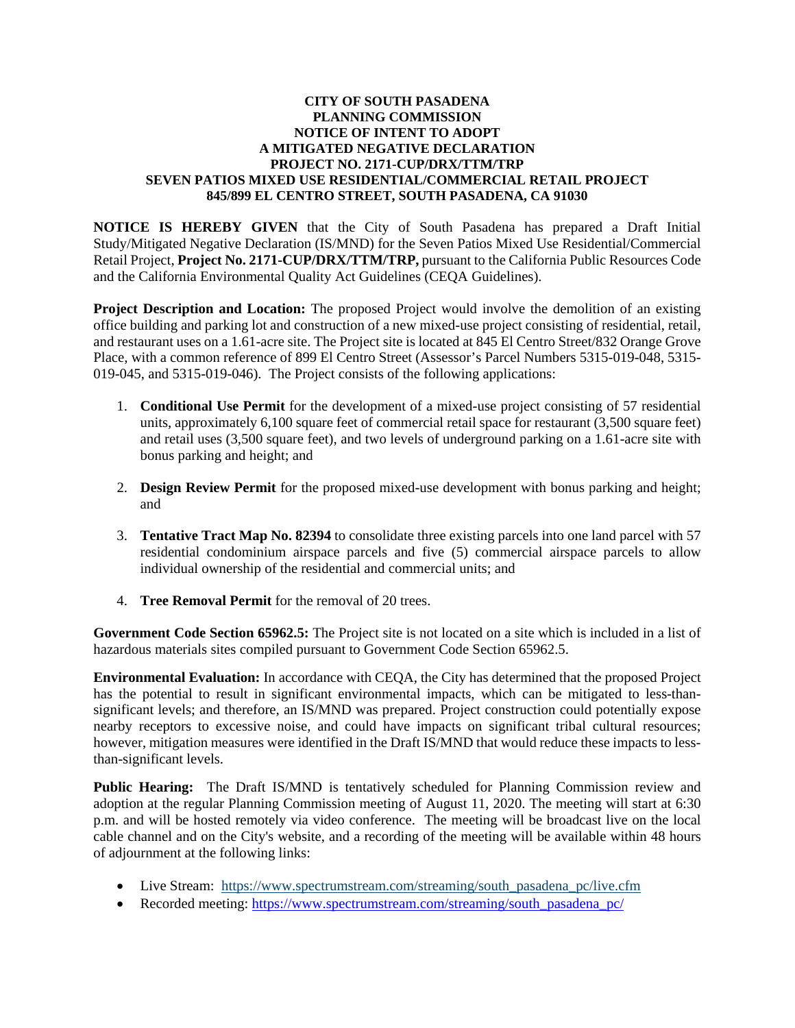**CITY OF SOUTH PASADENA**
**PLANNING COMMISSION**
**NOTICE OF INTENT TO ADOPT**
**A MITIGATED NEGATIVE DECLARATION**
**PROJECT NO. 2171-CUP/DRX/TTM/TRP**
**SEVEN PATIOS MIXED USE RESIDENTIAL/COMMERCIAL RETAIL PROJECT**
**845/899 EL CENTRO STREET, SOUTH PASADENA, CA 91030**

**NOTICE IS HEREBY GIVEN** that the City of South Pasadena has prepared a Draft Initial Study/Mitigated Negative Declaration (IS/MND) for the Seven Patios Mixed Use Residential/Commercial Retail Project, **Project No. 2171-CUP/DRX/TTM/TRP,** pursuant to the California Public Resources Code and the California Environmental Quality Act Guidelines (CEQA Guidelines).

**Project Description and Location:** The proposed Project would involve the demolition of an existing office building and parking lot and construction of a new mixed-use project consisting of residential, retail, and restaurant uses on a 1.61-acre site. The Project site is located at 845 El Centro Street/832 Orange Grove Place, with a common reference of 899 El Centro Street (Assessor's Parcel Numbers 5315-019-048, 5315-019-045, and 5315-019-046). The Project consists of the following applications:

1. **Conditional Use Permit** for the development of a mixed-use project consisting of 57 residential units, approximately 6,100 square feet of commercial retail space for restaurant (3,500 square feet) and retail uses (3,500 square feet), and two levels of underground parking on a 1.61-acre site with bonus parking and height; and

2. **Design Review Permit** for the proposed mixed-use development with bonus parking and height; and

3. **Tentative Tract Map No. 82394** to consolidate three existing parcels into one land parcel with 57 residential condominium airspace parcels and five (5) commercial airspace parcels to allow individual ownership of the residential and commercial units; and

4. **Tree Removal Permit** for the removal of 20 trees.

**Government Code Section 65962.5:** The Project site is not located on a site which is included in a list of hazardous materials sites compiled pursuant to Government Code Section 65962.5.

**Environmental Evaluation:** In accordance with CEQA, the City has determined that the proposed Project has the potential to result in significant environmental impacts, which can be mitigated to less-than-significant levels; and therefore, an IS/MND was prepared. Project construction could potentially expose nearby receptors to excessive noise, and could have impacts on significant tribal cultural resources; however, mitigation measures were identified in the Draft IS/MND that would reduce these impacts to less-than-significant levels.

**Public Hearing:** The Draft IS/MND is tentatively scheduled for Planning Commission review and adoption at the regular Planning Commission meeting of August 11, 2020. The meeting will start at 6:30 p.m. and will be hosted remotely via video conference. The meeting will be broadcast live on the local cable channel and on the City's website, and a recording of the meeting will be available within 48 hours of adjournment at the following links:

- Live Stream: https://www.spectrumstream.com/streaming/south_pasadena_pc/live.cfm
- Recorded meeting: https://www.spectrumstream.com/streaming/south_pasadena_pc/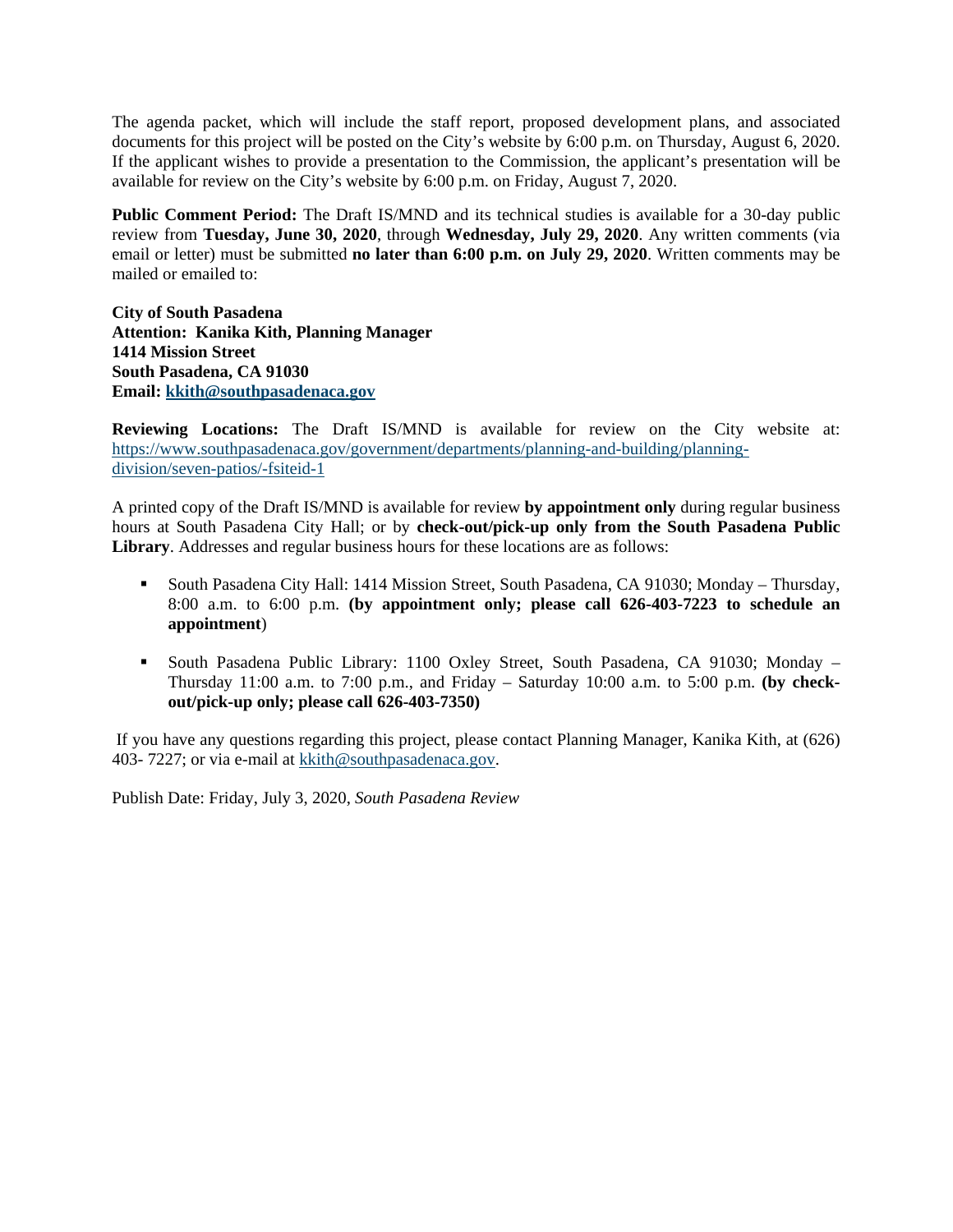The agenda packet, which will include the staff report, proposed development plans, and associated documents for this project will be posted on the City's website by 6:00 p.m. on Thursday, August 6, 2020. If the applicant wishes to provide a presentation to the Commission, the applicant's presentation will be available for review on the City's website by 6:00 p.m. on Friday, August 7, 2020.

**Public Comment Period:** The Draft IS/MND and its technical studies is available for a 30-day public review from **Tuesday, June 30, 2020**, through **Wednesday, July 29, 2020**. Any written comments (via email or letter) must be submitted **no later than 6:00 p.m. on July 29, 2020**. Written comments may be mailed or emailed to:

**City of South Pasadena**
**Attention: Kanika Kith, Planning Manager**
**1414 Mission Street**
**South Pasadena, CA 91030**
**Email: [kkith@southpasadenaca.gov](mailto:kkith@southpasadenaca.gov)**

**Reviewing Locations:** The Draft IS/MND is available for review on the City website at: [https://www.southpasadenaca.gov/government/departments/planning-and-building/planning-division/seven-patios/-fsiteid-1](https://www.southpasadenaca.gov/government/departments/planning-and-building/planning-division/seven-patios/-fsiteid-1)

A printed copy of the Draft IS/MND is available for review **by appointment only** during regular business hours at South Pasadena City Hall; or by **check-out/pick-up only from the South Pasadena Public Library**. Addresses and regular business hours for these locations are as follows:

- South Pasadena City Hall: 1414 Mission Street, South Pasadena, CA 91030; Monday – Thursday, 8:00 a.m. to 6:00 p.m. **(by appointment only; please call 626-403-7223 to schedule an appointment**)
- South Pasadena Public Library: 1100 Oxley Street, South Pasadena, CA 91030; Monday – Thursday 11:00 a.m. to 7:00 p.m., and Friday – Saturday 10:00 a.m. to 5:00 p.m. **(by check-out/pick-up only; please call 626-403-7350)**

If you have any questions regarding this project, please contact Planning Manager, Kanika Kith, at (626) 403- 7227; or via e-mail at [kkith@southpasadenaca.gov](mailto:kkith@southpasadenaca.gov).

Publish Date: Friday, July 3, 2020, *South Pasadena Review*